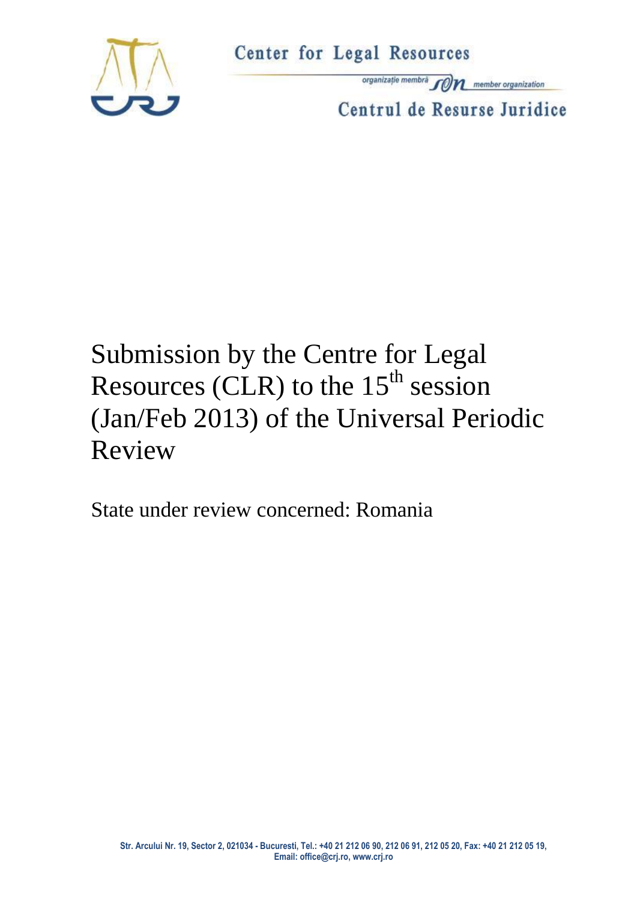Center for Legal Resources

organizație membră SON member organization

Centrul de Resurse Juridice

# Submission by the Centre for Legal Resources (CLR) to the 15th session (Jan/Feb 2013) of the Universal Periodic Review

State under review concerned: Romania

Str. Arcului Nr. 19, Sector 2, 021034 - Bucuresti, Tel.: +40 21 212 06 90, 212 06 91, 212 05 20, Fax: +40 21 212 05 19, Email: office@crj.ro, www.crj.ro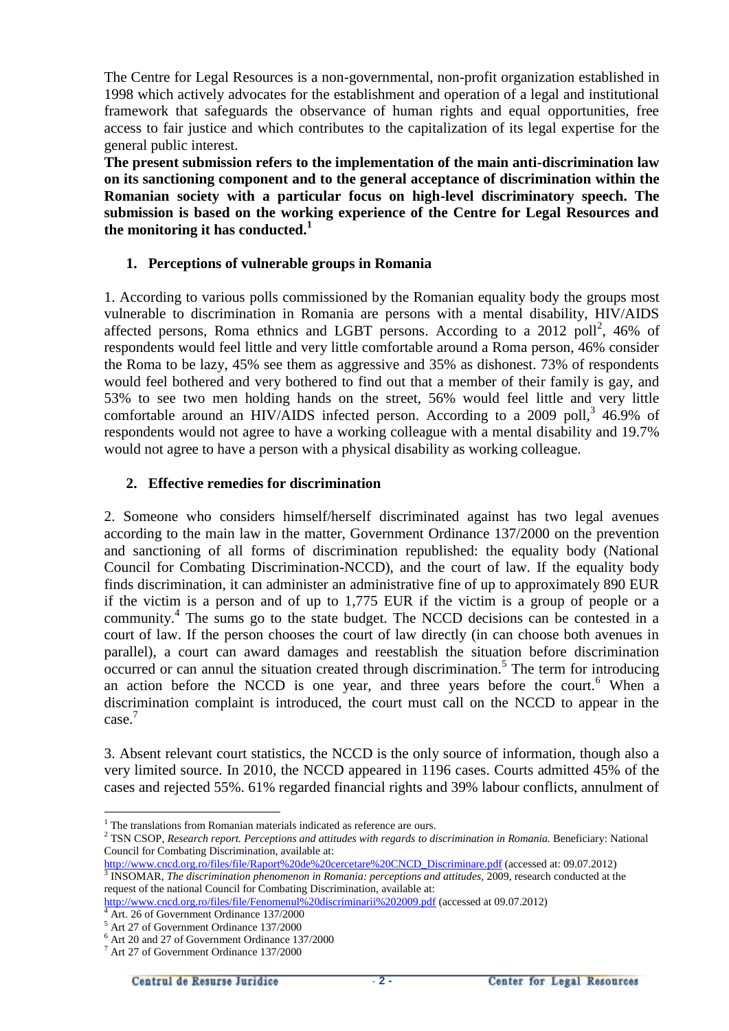The Centre for Legal Resources is a non-governmental, non-profit organization established in 1998 which actively advocates for the establishment and operation of a legal and institutional framework that safeguards the observance of human rights and equal opportunities, free access to fair justice and which contributes to the capitalization of its legal expertise for the general public interest.

**The present submission refers to the implementation of the main anti-discrimination law on its sanctioning component and to the general acceptance of discrimination within the Romanian society with a particular focus on high-level discriminatory speech. The submission is based on the working experience of the Centre for Legal Resources and the monitoring it has conducted.**[1]

## 1. Perceptions of vulnerable groups in Romania

1. According to various polls commissioned by the Romanian equality body the groups most vulnerable to discrimination in Romania are persons with a mental disability, HIV/AIDS affected persons, Roma ethnics and LGBT persons. According to a 2012 poll[2], 46% of respondents would feel little and very little comfortable around a Roma person, 46% consider the Roma to be lazy, 45% see them as aggressive and 35% as dishonest. 73% of respondents would feel bothered and very bothered to find out that a member of their family is gay, and 53% to see two men holding hands on the street, 56% would feel little and very little comfortable around an HIV/AIDS infected person. According to a 2009 poll,[3] 46.9% of respondents would not agree to have a working colleague with a mental disability and 19.7% would not agree to have a person with a physical disability as working colleague.

## 2. Effective remedies for discrimination

2. Someone who considers himself/herself discriminated against has two legal avenues according to the main law in the matter, Government Ordinance 137/2000 on the prevention and sanctioning of all forms of discrimination republished: the equality body (National Council for Combating Discrimination-NCCD), and the court of law. If the equality body finds discrimination, it can administer an administrative fine of up to approximately 890 EUR if the victim is a person and of up to 1,775 EUR if the victim is a group of people or a community.[4] The sums go to the state budget. The NCCD decisions can be contested in a court of law. If the person chooses the court of law directly (in can choose both avenues in parallel), a court can award damages and reestablish the situation before discrimination occurred or can annul the situation created through discrimination.[5] The term for introducing an action before the NCCD is one year, and three years before the court.[6] When a discrimination complaint is introduced, the court must call on the NCCD to appear in the case.[7]

3. Absent relevant court statistics, the NCCD is the only source of information, though also a very limited source. In 2010, the NCCD appeared in 1196 cases. Courts admitted 45% of the cases and rejected 55%. 61% regarded financial rights and 39% labour conflicts, annulment of

---

[1] The translations from Romanian materials indicated as reference are ours.

[2] TSN CSOP, *Research report. Perceptions and attitudes with regards to discrimination in Romania.* Beneficiary: National Council for Combating Discrimination, available at: http://www.cncd.org.ro/files/file/Raport%20de%20cercetare%20CNCD_Discriminare.pdf (accessed at: 09.07.2012)

[3] INSOMAR, *The discrimination phenomenon in Romania: perceptions and attitudes*, 2009, research conducted at the request of the national Council for Combating Discrimination, available at: http://www.cncd.org.ro/files/file/Fenomenul%20discriminarii%202009.pdf (accessed at 09.07.2012)

[4] Art. 26 of Government Ordinance 137/2000

[5] Art 27 of Government Ordinance 137/2000

[6] Art 20 and 27 of Government Ordinance 137/2000

[7] Art 27 of Government Ordinance 137/2000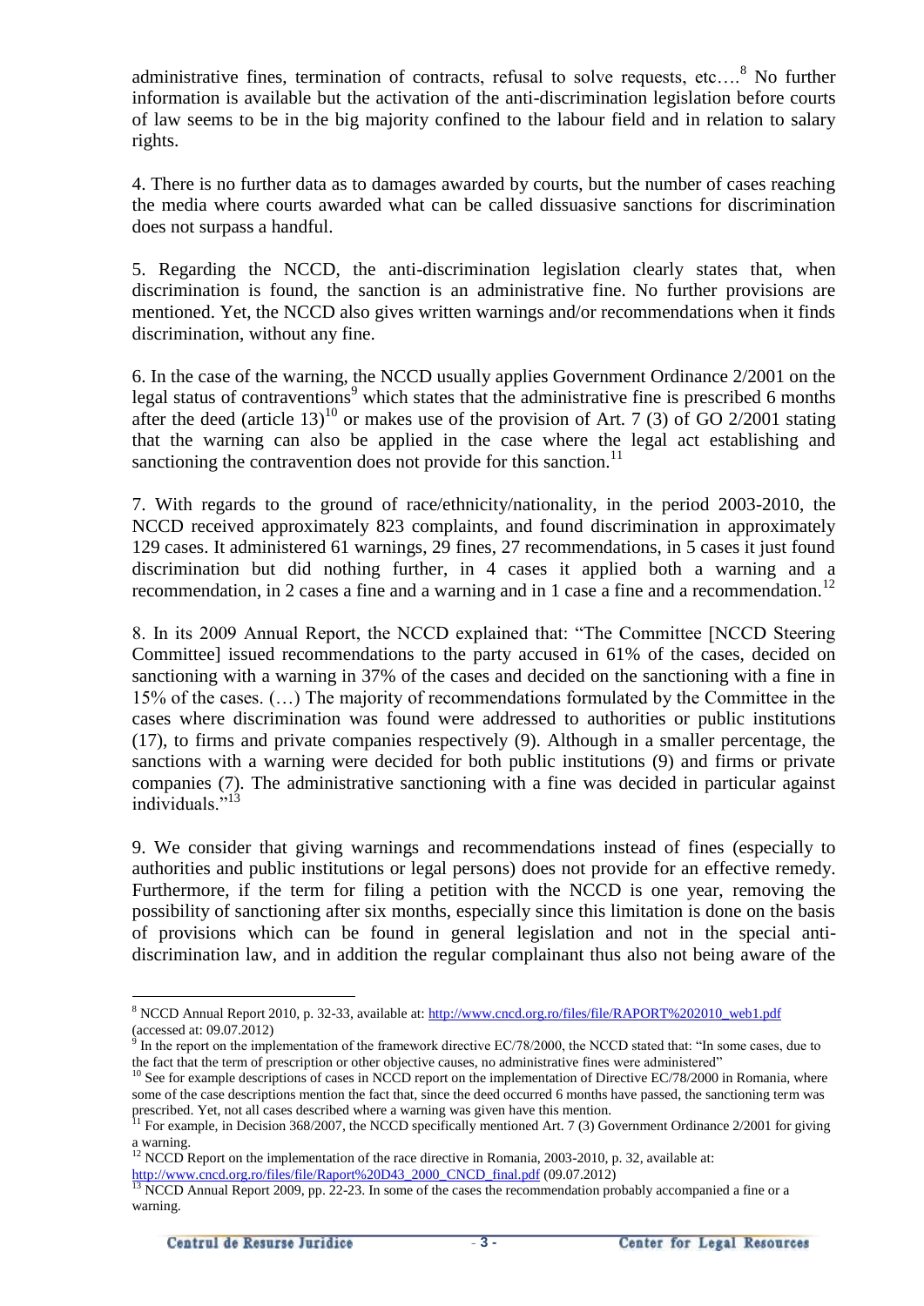administrative fines, termination of contracts, refusal to solve requests, etc….[8] No further information is available but the activation of the anti-discrimination legislation before courts of law seems to be in the big majority confined to the labour field and in relation to salary rights.

4. There is no further data as to damages awarded by courts, but the number of cases reaching the media where courts awarded what can be called dissuasive sanctions for discrimination does not surpass a handful.

5. Regarding the NCCD, the anti-discrimination legislation clearly states that, when discrimination is found, the sanction is an administrative fine. No further provisions are mentioned. Yet, the NCCD also gives written warnings and/or recommendations when it finds discrimination, without any fine.

6. In the case of the warning, the NCCD usually applies Government Ordinance 2/2001 on the legal status of contraventions[9] which states that the administrative fine is prescribed 6 months after the deed (article 13)[10] or makes use of the provision of Art. 7 (3) of GO 2/2001 stating that the warning can also be applied in the case where the legal act establishing and sanctioning the contravention does not provide for this sanction.[11]

7. With regards to the ground of race/ethnicity/nationality, in the period 2003-2010, the NCCD received approximately 823 complaints, and found discrimination in approximately 129 cases. It administered 61 warnings, 29 fines, 27 recommendations, in 5 cases it just found discrimination but did nothing further, in 4 cases it applied both a warning and a recommendation, in 2 cases a fine and a warning and in 1 case a fine and a recommendation.[12]

8. In its 2009 Annual Report, the NCCD explained that: "The Committee [NCCD Steering Committee] issued recommendations to the party accused in 61% of the cases, decided on sanctioning with a warning in 37% of the cases and decided on the sanctioning with a fine in 15% of the cases. (…) The majority of recommendations formulated by the Committee in the cases where discrimination was found were addressed to authorities or public institutions (17), to firms and private companies respectively (9). Although in a smaller percentage, the sanctions with a warning were decided for both public institutions (9) and firms or private companies (7). The administrative sanctioning with a fine was decided in particular against individuals."[13]

9. We consider that giving warnings and recommendations instead of fines (especially to authorities and public institutions or legal persons) does not provide for an effective remedy. Furthermore, if the term for filing a petition with the NCCD is one year, removing the possibility of sanctioning after six months, especially since this limitation is done on the basis of provisions which can be found in general legislation and not in the special anti-discrimination law, and in addition the regular complainant thus also not being aware of the

---

[8] NCCD Annual Report 2010, p. 32-33, available at: http://www.cncd.org.ro/files/file/RAPORT%202010_web1.pdf (accessed at: 09.07.2012)

[9] In the report on the implementation of the framework directive EC/78/2000, the NCCD stated that: "In some cases, due to the fact that the term of prescription or other objective causes, no administrative fines were administered"

[10] See for example descriptions of cases in NCCD report on the implementation of Directive EC/78/2000 in Romania, where some of the case descriptions mention the fact that, since the deed occurred 6 months have passed, the sanctioning term was prescribed. Yet, not all cases described where a warning was given have this mention.

[11] For example, in Decision 368/2007, the NCCD specifically mentioned Art. 7 (3) Government Ordinance 2/2001 for giving a warning.

[12] NCCD Report on the implementation of the race directive in Romania, 2003-2010, p. 32, available at: http://www.cncd.org.ro/files/file/Raport%20D43_2000_CNCD_final.pdf (09.07.2012)

[13] NCCD Annual Report 2009, pp. 22-23. In some of the cases the recommendation probably accompanied a fine or a warning.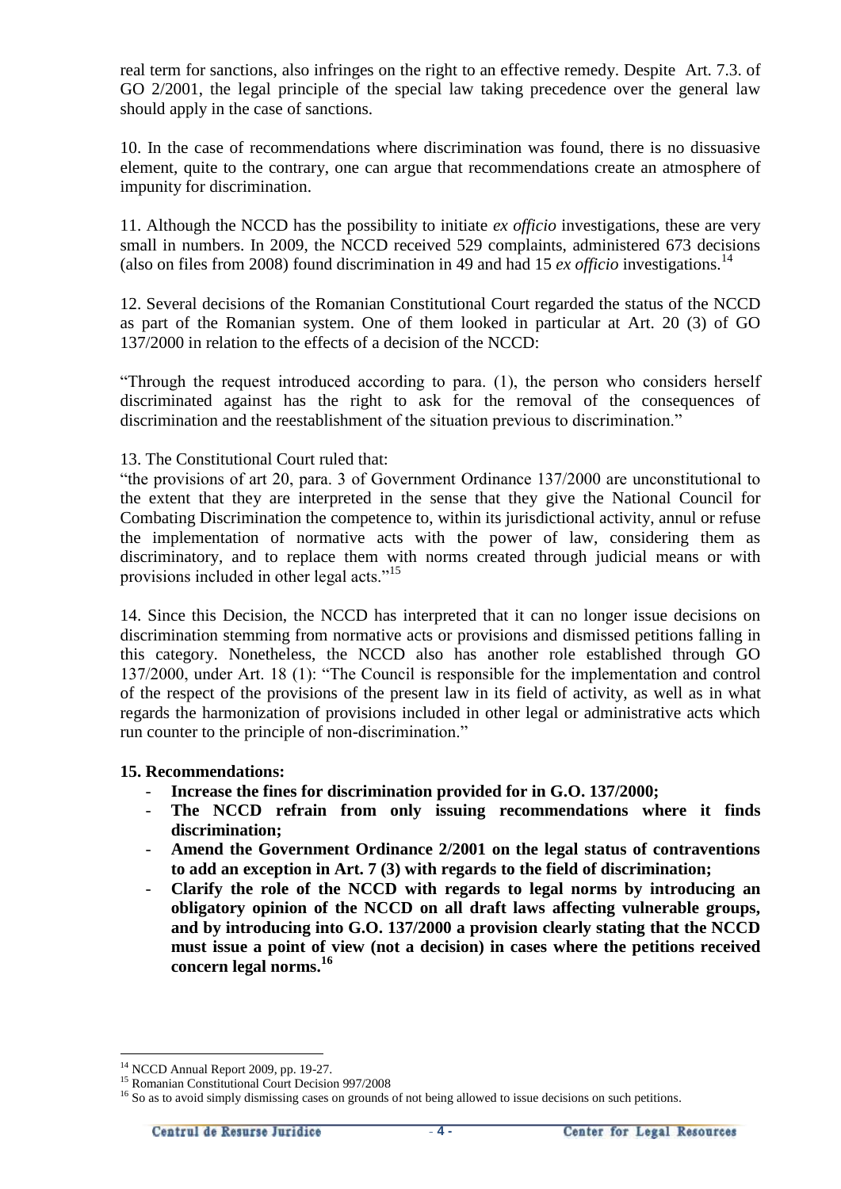real term for sanctions, also infringes on the right to an effective remedy. Despite Art. 7.3. of GO 2/2001, the legal principle of the special law taking precedence over the general law should apply in the case of sanctions.

10. In the case of recommendations where discrimination was found, there is no dissuasive element, quite to the contrary, one can argue that recommendations create an atmosphere of impunity for discrimination.

11. Although the NCCD has the possibility to initiate *ex officio* investigations, these are very small in numbers. In 2009, the NCCD received 529 complaints, administered 673 decisions (also on files from 2008) found discrimination in 49 and had 15 *ex officio* investigations.[14]

12. Several decisions of the Romanian Constitutional Court regarded the status of the NCCD as part of the Romanian system. One of them looked in particular at Art. 20 (3) of GO 137/2000 in relation to the effects of a decision of the NCCD:

"Through the request introduced according to para. (1), the person who considers herself discriminated against has the right to ask for the removal of the consequences of discrimination and the reestablishment of the situation previous to discrimination."

13. The Constitutional Court ruled that:
"the provisions of art 20, para. 3 of Government Ordinance 137/2000 are unconstitutional to the extent that they are interpreted in the sense that they give the National Council for Combating Discrimination the competence to, within its jurisdictional activity, annul or refuse the implementation of normative acts with the power of law, considering them as discriminatory, and to replace them with norms created through judicial means or with provisions included in other legal acts."[15]

14. Since this Decision, the NCCD has interpreted that it can no longer issue decisions on discrimination stemming from normative acts or provisions and dismissed petitions falling in this category. Nonetheless, the NCCD also has another role established through GO 137/2000, under Art. 18 (1): "The Council is responsible for the implementation and control of the respect of the provisions of the present law in its field of activity, as well as in what regards the harmonization of provisions included in other legal or administrative acts which run counter to the principle of non-discrimination."

**15. Recommendations:**

- **Increase the fines for discrimination provided for in G.O. 137/2000;**
- **The NCCD refrain from only issuing recommendations where it finds discrimination;**
- **Amend the Government Ordinance 2/2001 on the legal status of contraventions to add an exception in Art. 7 (3) with regards to the field of discrimination;**
- **Clarify the role of the NCCD with regards to legal norms by introducing an obligatory opinion of the NCCD on all draft laws affecting vulnerable groups, and by introducing into G.O. 137/2000 a provision clearly stating that the NCCD must issue a point of view (not a decision) in cases where the petitions received concern legal norms.[16]**

---

[14] NCCD Annual Report 2009, pp. 19-27.

[15] Romanian Constitutional Court Decision 997/2008

[16] So as to avoid simply dismissing cases on grounds of not being allowed to issue decisions on such petitions.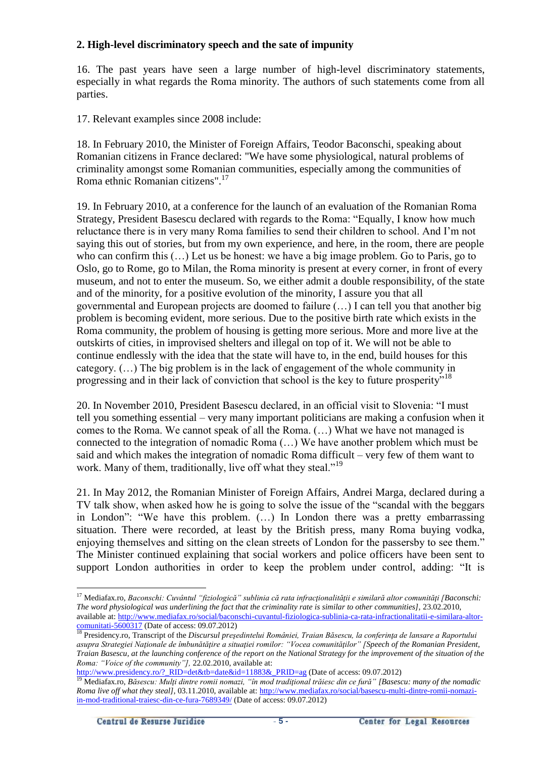## 2. High-level discriminatory speech and the sate of impunity

16. The past years have seen a large number of high-level discriminatory statements, especially in what regards the Roma minority. The authors of such statements come from all parties.

17. Relevant examples since 2008 include:

18. In February 2010, the Minister of Foreign Affairs, Teodor Baconschi, speaking about Romanian citizens in France declared: "We have some physiological, natural problems of criminality amongst some Romanian communities, especially among the communities of Roma ethnic Romanian citizens".[17]

19. In February 2010, at a conference for the launch of an evaluation of the Romanian Roma Strategy, President Basescu declared with regards to the Roma: "Equally, I know how much reluctance there is in very many Roma families to send their children to school. And I'm not saying this out of stories, but from my own experience, and here, in the room, there are people who can confirm this (…) Let us be honest: we have a big image problem. Go to Paris, go to Oslo, go to Rome, go to Milan, the Roma minority is present at every corner, in front of every museum, and not to enter the museum. So, we either admit a double responsibility, of the state and of the minority, for a positive evolution of the minority, I assure you that all governmental and European projects are doomed to failure (…) I can tell you that another big problem is becoming evident, more serious. Due to the positive birth rate which exists in the Roma community, the problem of housing is getting more serious. More and more live at the outskirts of cities, in improvised shelters and illegal on top of it. We will not be able to continue endlessly with the idea that the state will have to, in the end, build houses for this category. (…) The big problem is in the lack of engagement of the whole community in progressing and in their lack of conviction that school is the key to future prosperity"[18]

20. In November 2010, President Basescu declared, in an official visit to Slovenia: "I must tell you something essential – very many important politicians are making a confusion when it comes to the Roma. We cannot speak of all the Roma. (…) What we have not managed is connected to the integration of nomadic Roma (…) We have another problem which must be said and which makes the integration of nomadic Roma difficult – very few of them want to work. Many of them, traditionally, live off what they steal."[19]

21. In May 2012, the Romanian Minister of Foreign Affairs, Andrei Marga, declared during a TV talk show, when asked how he is going to solve the issue of the "scandal with the beggars in London": "We have this problem. (…) In London there was a pretty embarrassing situation. There were recorded, at least by the British press, many Roma buying vodka, enjoying themselves and sitting on the clean streets of London for the passersby to see them." The Minister continued explaining that social workers and police officers have been sent to support London authorities in order to keep the problem under control, adding: "It is

---

[17] Mediafax.ro, *Baconschi: Cuvântul "fiziologică" sublinia că rata infracționalității e similară altor comunități [Baconschi: The word physiological was underlining the fact that the criminality rate is similar to other communities]*, 23.02.2010, available at: http://www.mediafax.ro/social/baconschi-cuvantul-fiziologica-sublinia-ca-rata-infractionalitatii-e-similara-altor-comunitati-5600317 (Date of access: 09.07.2012)

[18] Presidency.ro, Transcript of the *Discursul președintelui României, Traian Băsescu, la conferința de lansare a Raportului asupra Strategiei Naționale de îmbunătățire a situației romilor: "Vocea comunităților" [Speech of the Romanian President, Traian Basescu, at the launching conference of the report on the National Strategy for the improvement of the situation of the Roma: "Voice of the community"]*, 22.02.2010, available at: http://www.presidency.ro/?_RID=det&tb=date&id=11883&_PRID=ag (Date of access: 09.07.2012)

[19] Mediafax.ro, *Băsescu: Mulți dintre romii nomazi, "în mod tradițional trăiesc din ce fură" [Basescu: many of the nomadic Roma live off what they steal]*, 03.11.2010, available at: http://www.mediafax.ro/social/basescu-multi-dintre-romii-nomazi-in-mod-traditional-traiesc-din-ce-fura-7689349/ (Date of access: 09.07.2012)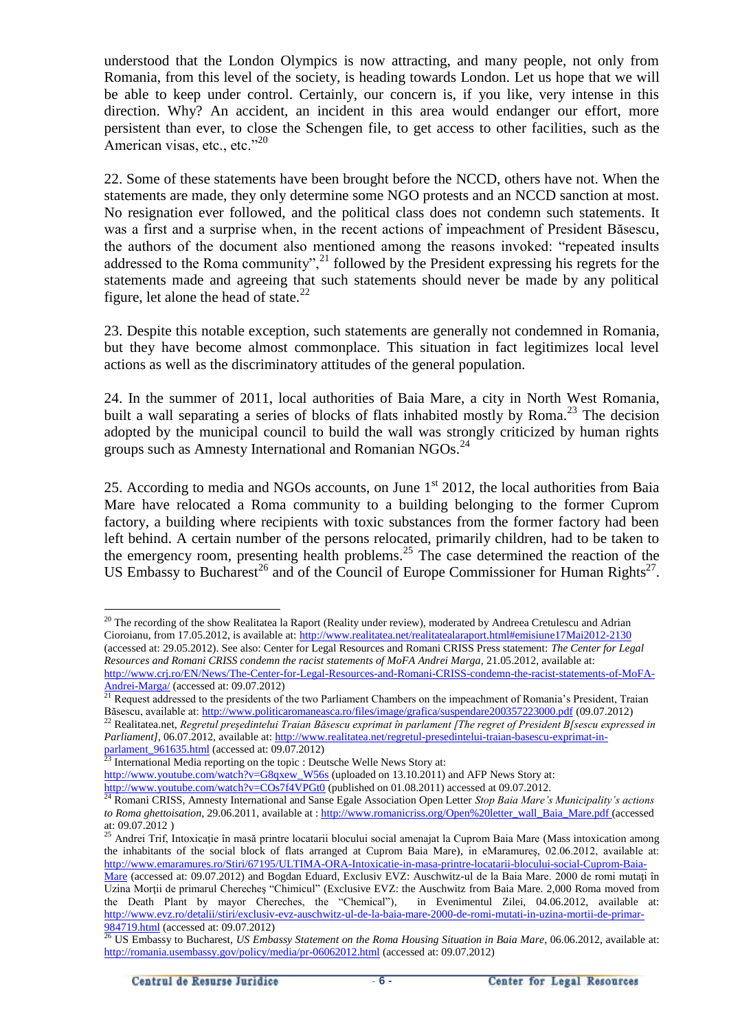understood that the London Olympics is now attracting, and many people, not only from Romania, from this level of the society, is heading towards London. Let us hope that we will be able to keep under control. Certainly, our concern is, if you like, very intense in this direction. Why? An accident, an incident in this area would endanger our effort, more persistent than ever, to close the Schengen file, to get access to other facilities, such as the American visas, etc., etc."[20]

22. Some of these statements have been brought before the NCCD, others have not. When the statements are made, they only determine some NGO protests and an NCCD sanction at most. No resignation ever followed, and the political class does not condemn such statements. It was a first and a surprise when, in the recent actions of impeachment of President Băsescu, the authors of the document also mentioned among the reasons invoked: "repeated insults addressed to the Roma community",[21] followed by the President expressing his regrets for the statements made and agreeing that such statements should never be made by any political figure, let alone the head of state.[22]

23. Despite this notable exception, such statements are generally not condemned in Romania, but they have become almost commonplace. This situation in fact legitimizes local level actions as well as the discriminatory attitudes of the general population.

24. In the summer of 2011, local authorities of Baia Mare, a city in North West Romania, built a wall separating a series of blocks of flats inhabited mostly by Roma.[23] The decision adopted by the municipal council to build the wall was strongly criticized by human rights groups such as Amnesty International and Romanian NGOs.[24]

25. According to media and NGOs accounts, on June 1st 2012, the local authorities from Baia Mare have relocated a Roma community to a building belonging to the former Cuprom factory, a building where recipients with toxic substances from the former factory had been left behind. A certain number of the persons relocated, primarily children, had to be taken to the emergency room, presenting health problems.[25] The case determined the reaction of the US Embassy to Bucharest[26] and of the Council of Europe Commissioner for Human Rights[27].

---

[20] The recording of the show Realitatea la Raport (Reality under review), moderated by Andreea Cretulescu and Adrian Cioroianu, from 17.05.2012, is available at: http://www.realitatea.net/realitatealaraport.html#emisiune17Mai2012-2130 (accessed at: 29.05.2012). See also: Center for Legal Resources and Romani CRISS Press statement: *The Center for Legal Resources and Romani CRISS condemn the racist statements of MoFA Andrei Marga*, 21.05.2012, available at: http://www.crj.ro/EN/News/The-Center-for-Legal-Resources-and-Romani-CRISS-condemn-the-racist-statements-of-MoFA-Andrei-Marga/ (accessed at: 09.07.2012)

[21] Request addressed to the presidents of the two Parliament Chambers on the impeachment of Romania's President, Traian Băsescu, available at: http://www.politicaromaneasca.ro/files/image/grafica/suspendare200357223000.pdf (09.07.2012)

[22] Realitatea.net, *Regretul preşedintelui Traian Băsescu exprimat în parlament [The regret of President B[sescu expressed in Parliament]*, 06.07.2012, available at: http://www.realitatea.net/regretul-presedintelui-traian-basescu-exprimat-in-parlament_961635.html (accessed at: 09.07.2012)

[23] International Media reporting on the topic : Deutsche Welle News Story at: http://www.youtube.com/watch?v=G8qxew_W56s (uploaded on 13.10.2011) and AFP News Story at: http://www.youtube.com/watch?v=COs7f4VPGt0 (published on 01.08.2011) accessed at 09.07.2012.

[24] Romani CRISS, Amnesty International and Sanse Egale Association Open Letter *Stop Baia Mare's Municipality's actions to Roma ghettoisation*, 29.06.2011, available at : http://www.romanicriss.org/Open%20letter_wall_Baia_Mare.pdf (accessed at: 09.07.2012 )

[25] Andrei Trif, Intoxicaţie în masă printre locatarii blocului social amenajat la Cuprom Baia Mare (Mass intoxication among the inhabitants of the social block of flats arranged at Cuprom Baia Mare), in eMaramureş, 02.06.2012, available at: http://www.emaramures.ro/Stiri/67195/ULTIMA-ORA-Intoxicatie-in-masa-printre-locatarii-blocului-social-Cuprom-Baia-Mare (accessed at: 09.07.2012) and Bogdan Eduard, Exclusiv EVZ: Auschwitz-ul de la Baia Mare. 2000 de romi mutaţi în Uzina Morţii de primarul Chereche$ "Chimicul" (Exclusive EVZ: the Auschwitz from Baia Mare. 2,000 Roma moved from the Death Plant by mayor Chereches, the "Chemical"), in Evenimentul Zilei, 04.06.2012, available at: http://www.evz.ro/detalii/stiri/exclusiv-evz-auschwitz-ul-de-la-baia-mare-2000-de-romi-mutati-in-uzina-mortii-de-primar-984719.html (accessed at: 09.07.2012)

[26] US Embassy to Bucharest, *US Embassy Statement on the Roma Housing Situation in Baia Mare*, 06.06.2012, available at: http://romania.usembassy.gov/policy/media/pr-06062012.html (accessed at: 09.07.2012)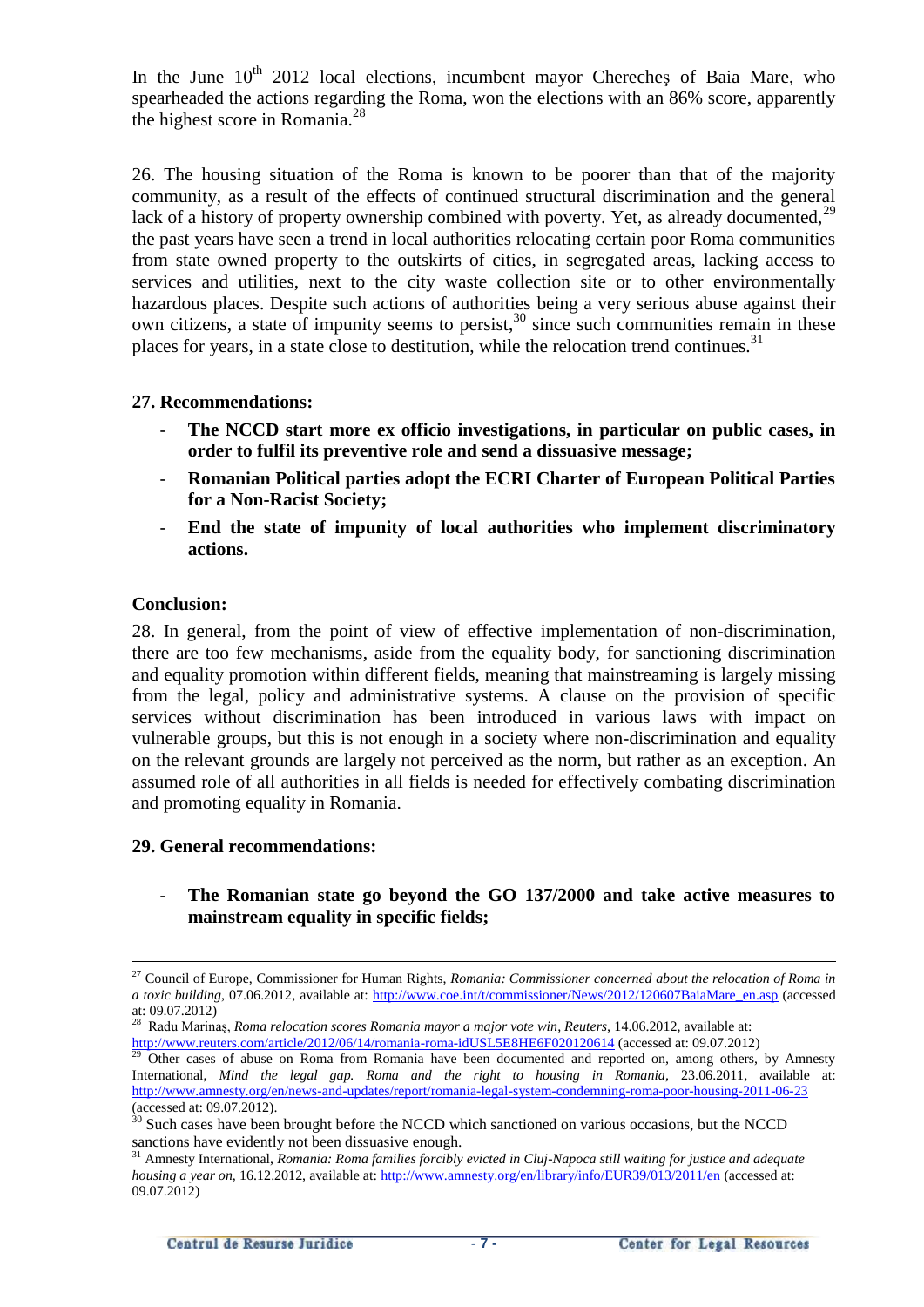In the June 10th 2012 local elections, incumbent mayor Cherecheş of Baia Mare, who spearheaded the actions regarding the Roma, won the elections with an 86% score, apparently the highest score in Romania.[28]

26. The housing situation of the Roma is known to be poorer than that of the majority community, as a result of the effects of continued structural discrimination and the general lack of a history of property ownership combined with poverty. Yet, as already documented,[29] the past years have seen a trend in local authorities relocating certain poor Roma communities from state owned property to the outskirts of cities, in segregated areas, lacking access to services and utilities, next to the city waste collection site or to other environmentally hazardous places. Despite such actions of authorities being a very serious abuse against their own citizens, a state of impunity seems to persist,[30] since such communities remain in these places for years, in a state close to destitution, while the relocation trend continues.[31]

**27. Recommendations:**

- **The NCCD start more ex officio investigations, in particular on public cases, in order to fulfil its preventive role and send a dissuasive message;**
- **Romanian Political parties adopt the ECRI Charter of European Political Parties for a Non-Racist Society;**
- **End the state of impunity of local authorities who implement discriminatory actions.**

**Conclusion:**

28. In general, from the point of view of effective implementation of non-discrimination, there are too few mechanisms, aside from the equality body, for sanctioning discrimination and equality promotion within different fields, meaning that mainstreaming is largely missing from the legal, policy and administrative systems. A clause on the provision of specific services without discrimination has been introduced in various laws with impact on vulnerable groups, but this is not enough in a society where non-discrimination and equality on the relevant grounds are largely not perceived as the norm, but rather as an exception. An assumed role of all authorities in all fields is needed for effectively combating discrimination and promoting equality in Romania.

**29. General recommendations:**

- **The Romanian state go beyond the GO 137/2000 and take active measures to mainstream equality in specific fields;**

---

[27] Council of Europe, Commissioner for Human Rights, *Romania: Commissioner concerned about the relocation of Roma in a toxic building*, 07.06.2012, available at: http://www.coe.int/t/commissioner/News/2012/120607BaiaMare_en.asp (accessed at: 09.07.2012)

[28] Radu Marinaş, *Roma relocation scores Romania mayor a major vote win*, *Reuters*, 14.06.2012, available at: http://www.reuters.com/article/2012/06/14/romania-roma-idUSL5E8HE6F020120614 (accessed at: 09.07.2012)

[29] Other cases of abuse on Roma from Romania have been documented and reported on, among others, by Amnesty International, *Mind the legal gap. Roma and the right to housing in Romania*, 23.06.2011, available at: http://www.amnesty.org/en/news-and-updates/report/romania-legal-system-condemning-roma-poor-housing-2011-06-23 (accessed at: 09.07.2012).

[30] Such cases have been brought before the NCCD which sanctioned on various occasions, but the NCCD sanctions have evidently not been dissuasive enough.

[31] Amnesty International, *Romania: Roma families forcibly evicted in Cluj-Napoca still waiting for justice and adequate housing a year on*, 16.12.2012, available at: http://www.amnesty.org/en/library/info/EUR39/013/2011/en (accessed at: 09.07.2012)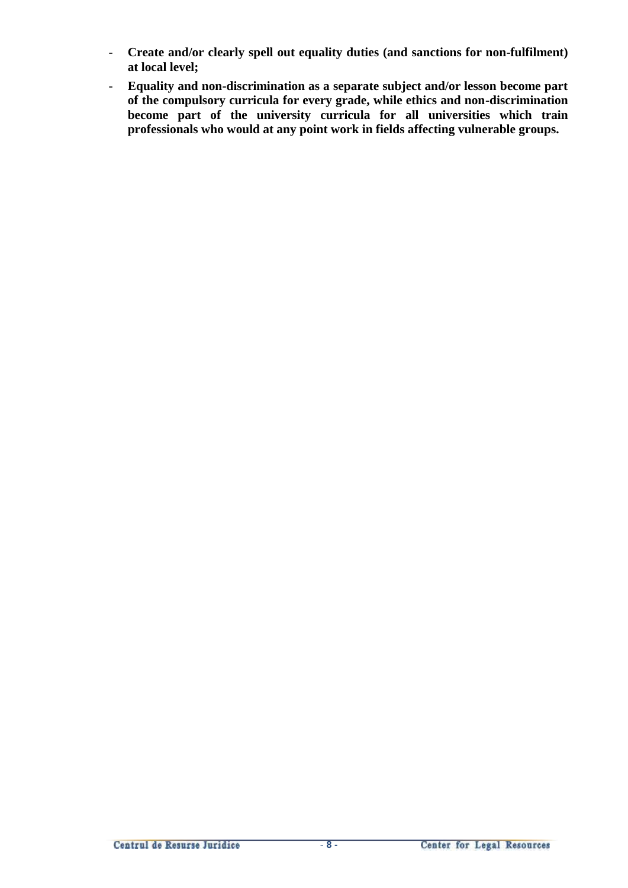- **Create and/or clearly spell out equality duties (and sanctions for non-fulfilment) at local level;**
- **Equality and non-discrimination as a separate subject and/or lesson become part of the compulsory curricula for every grade, while ethics and non-discrimination become part of the university curricula for all universities which train professionals who would at any point work in fields affecting vulnerable groups.**